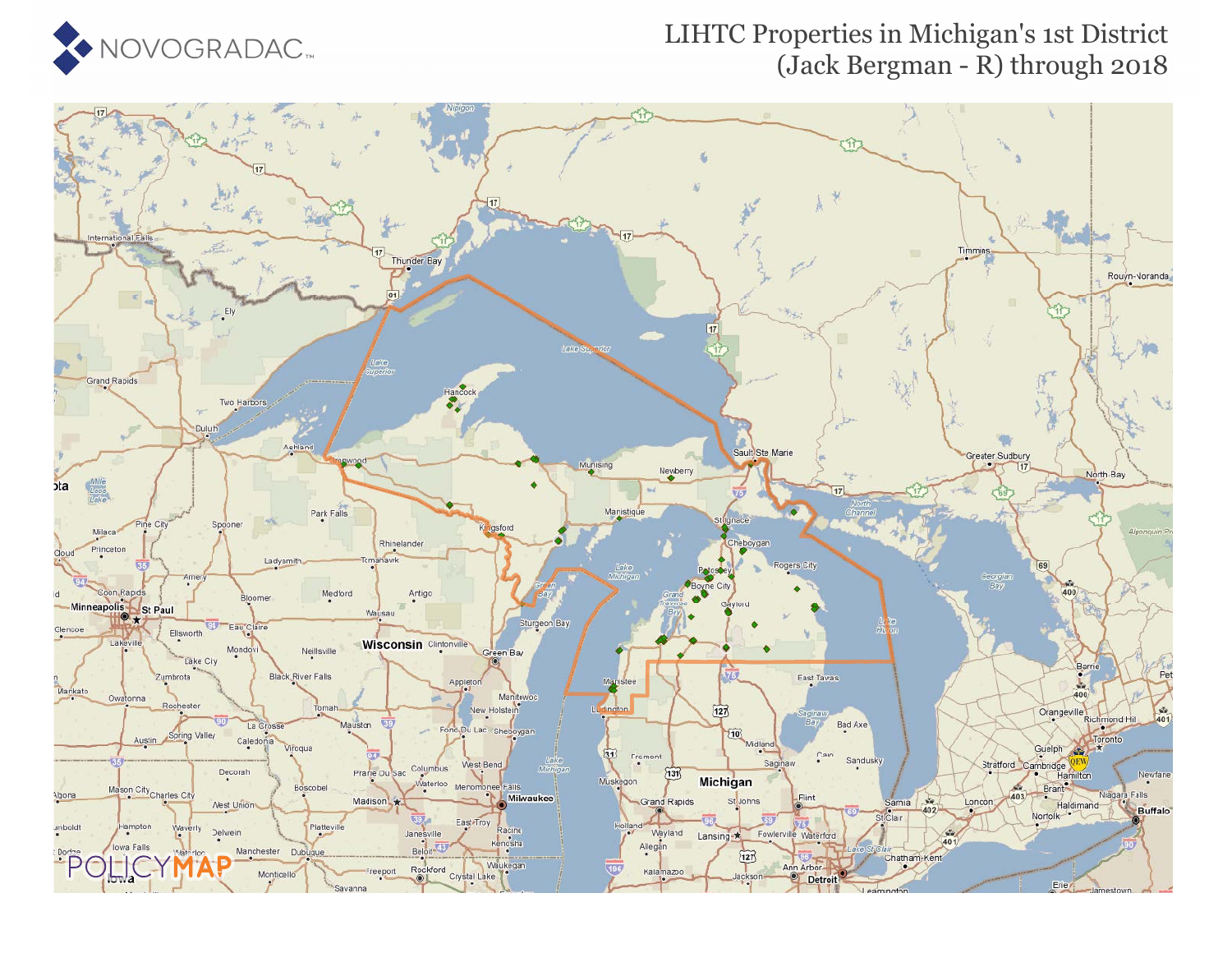# LIHTC Properties in Michigan's 1st District (Jack Bergman - R) through 2018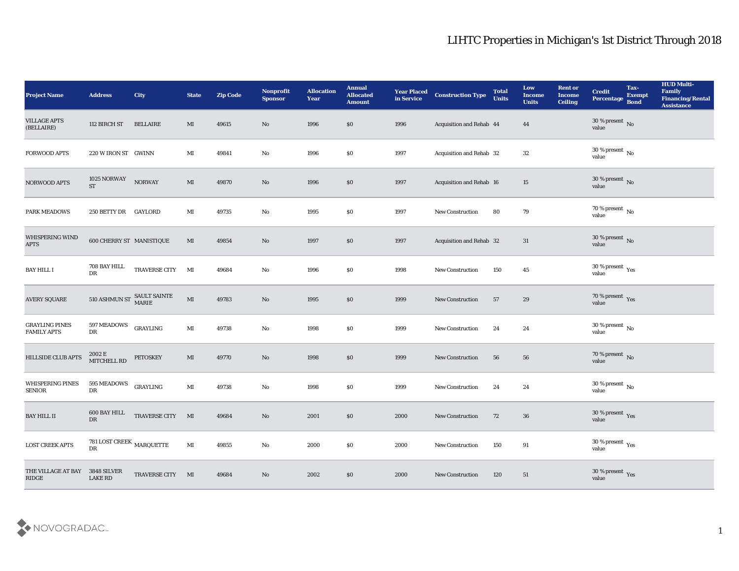# LIHTC Properties in Michigan's 1st District Through 2018

| Project Name | Address | City | State | Zip Code | Nonprofit Sponsor | Allocation Year | Annual Allocated Amount | Year Placed in Service | Construction Type | Total Units | Low Income Units | Rent or Income Ceiling | Credit Percentage | Tax-Exempt Bond | HUD Multi-Family Financing/Rental Assistance |
|---|---|---|---|---|---|---|---|---|---|---|---|---|---|---|---|
| VILLAGE APTS (BELLAIRE) | 112 BIRCH ST | BELLAIRE | MI | 49615 | No | 1996 | $0 | 1996 | Acquisition and Rehab | 44 | 44 | | 30 % present value | No | |
| FORWOOD APTS | 220 W IRON ST | GWINN | MI | 49841 | No | 1996 | $0 | 1997 | Acquisition and Rehab | 32 | 32 | | 30 % present value | No | |
| NORWOOD APTS | 1025 NORWAY ST | NORWAY | MI | 49870 | No | 1996 | $0 | 1997 | Acquisition and Rehab | 16 | 15 | | 30 % present value | No | |
| PARK MEADOWS | 250 BETTY DR | GAYLORD | MI | 49735 | No | 1995 | $0 | 1997 | New Construction | 80 | 79 | | 70 % present value | No | |
| WHISPERING WIND APTS | 600 CHERRY ST | MANISTIQUE | MI | 49854 | No | 1997 | $0 | 1997 | Acquisition and Rehab | 32 | 31 | | 30 % present value | No | |
| BAY HILL I | 708 BAY HILL DR | TRAVERSE CITY | MI | 49684 | No | 1996 | $0 | 1998 | New Construction | 150 | 45 | | 30 % present value | Yes | |
| AVERY SQUARE | 510 ASHMUN ST | SAULT SAINTE MARIE | MI | 49783 | No | 1995 | $0 | 1999 | New Construction | 57 | 29 | | 70 % present value | Yes | |
| GRAYLING PINES FAMILY APTS | 597 MEADOWS DR | GRAYLING | MI | 49738 | No | 1998 | $0 | 1999 | New Construction | 24 | 24 | | 30 % present value | No | |
| HILLSIDE CLUB APTS | 2002 E MITCHELL RD | PETOSKEY | MI | 49770 | No | 1998 | $0 | 1999 | New Construction | 56 | 56 | | 70 % present value | No | |
| WHISPERING PINES SENIOR | 595 MEADOWS DR | GRAYLING | MI | 49738 | No | 1998 | $0 | 1999 | New Construction | 24 | 24 | | 30 % present value | No | |
| BAY HILL II | 600 BAY HILL DR | TRAVERSE CITY | MI | 49684 | No | 2001 | $0 | 2000 | New Construction | 72 | 36 | | 30 % present value | Yes | |
| LOST CREEK APTS | 781 LOST CREEK DR | MARQUETTE | MI | 49855 | No | 2000 | $0 | 2000 | New Construction | 150 | 91 | | 30 % present value | Yes | |
| THE VILLAGE AT BAY RIDGE | 3848 SILVER LAKE RD | TRAVERSE CITY | MI | 49684 | No | 2002 | $0 | 2000 | New Construction | 120 | 51 | | 30 % present value | Yes | |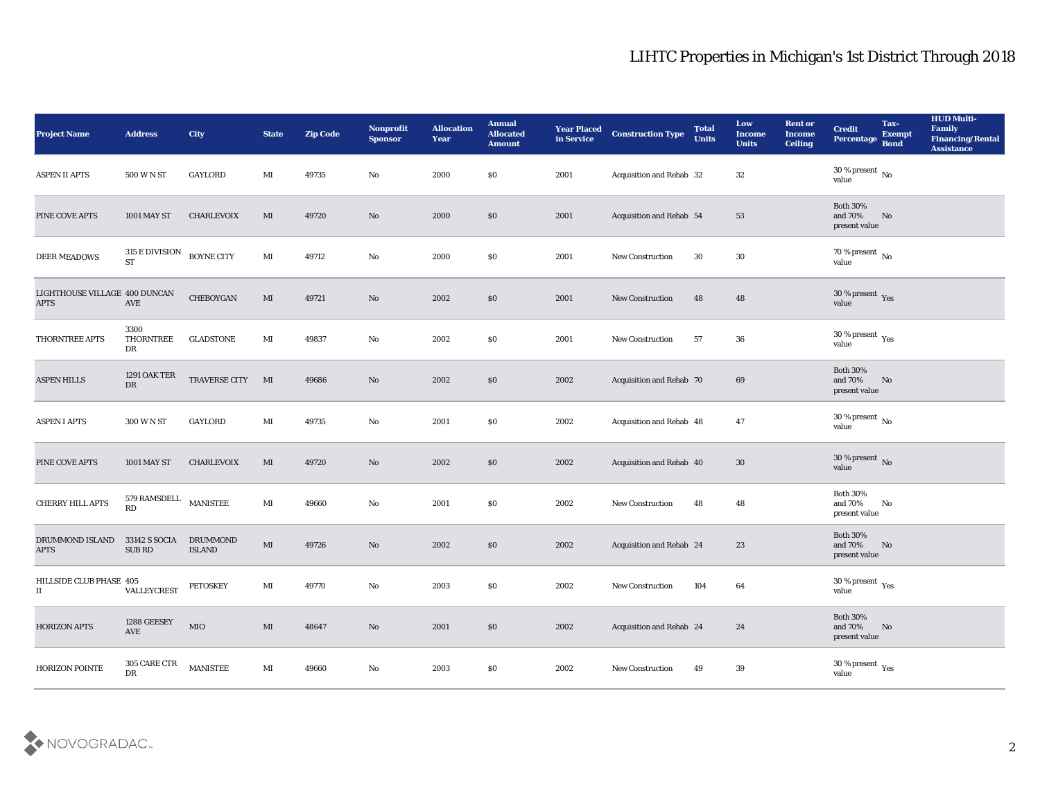# LIHTC Properties in Michigan's 1st District Through 2018

| Project Name | Address | City | State | Zip Code | Nonprofit Sponsor | Allocation Year | Annual Allocated Amount | Year Placed in Service | Construction Type | Total Units | Low Income Units | Rent or Income Ceiling | Credit Percentage | Tax-Exempt Bond | HUD Multi-Family Financing/Rental Assistance |
|---|---|---|---|---|---|---|---|---|---|---|---|---|---|---|---|
| ASPEN II APTS | 500 W N ST | GAYLORD | MI | 49735 | No | 2000 | $0 | 2001 | Acquisition and Rehab | 32 | 32 | | 30 % present value | No | |
| PINE COVE APTS | 1001 MAY ST | CHARLEVOIX | MI | 49720 | No | 2000 | $0 | 2001 | Acquisition and Rehab | 54 | 53 | | Both 30% and 70% present value | No | |
| DEER MEADOWS | 315 E DIVISION ST | BOYNE CITY | MI | 49712 | No | 2000 | $0 | 2001 | New Construction | 30 | 30 | | 70 % present value | No | |
| LIGHTHOUSE VILLAGE APTS | 400 DUNCAN AVE | CHEBOYGAN | MI | 49721 | No | 2002 | $0 | 2001 | New Construction | 48 | 48 | | 30 % present value | Yes | |
| THORNTREE APTS | 3300 THORNTREE DR | GLADSTONE | MI | 49837 | No | 2002 | $0 | 2001 | New Construction | 57 | 36 | | 30 % present value | Yes | |
| ASPEN HILLS | 1291 OAK TER DR | TRAVERSE CITY | MI | 49686 | No | 2002 | $0 | 2002 | Acquisition and Rehab | 70 | 69 | | Both 30% and 70% present value | No | |
| ASPEN I APTS | 300 W N ST | GAYLORD | MI | 49735 | No | 2001 | $0 | 2002 | Acquisition and Rehab | 48 | 47 | | 30 % present value | No | |
| PINE COVE APTS | 1001 MAY ST | CHARLEVOIX | MI | 49720 | No | 2002 | $0 | 2002 | Acquisition and Rehab | 40 | 30 | | 30 % present value | No | |
| CHERRY HILL APTS | 579 RAMSDELL RD | MANISTEE | MI | 49660 | No | 2001 | $0 | 2002 | New Construction | 48 | 48 | | Both 30% and 70% present value | No | |
| DRUMMOND ISLAND APTS | 33142 S SOCIA SUB RD | DRUMMOND ISLAND | MI | 49726 | No | 2002 | $0 | 2002 | Acquisition and Rehab | 24 | 23 | | Both 30% and 70% present value | No | |
| HILLSIDE CLUB PHASE II | 405 VALLEYCREST | PETOSKEY | MI | 49770 | No | 2003 | $0 | 2002 | New Construction | 104 | 64 | | 30 % present value | Yes | |
| HORIZON APTS | 1288 GEESEY AVE | MIO | MI | 48647 | No | 2001 | $0 | 2002 | Acquisition and Rehab | 24 | 24 | | Both 30% and 70% present value | No | |
| HORIZON POINTE | 305 CARE CTR DR | MANISTEE | MI | 49660 | No | 2003 | $0 | 2002 | New Construction | 49 | 39 | | 30 % present value | Yes | |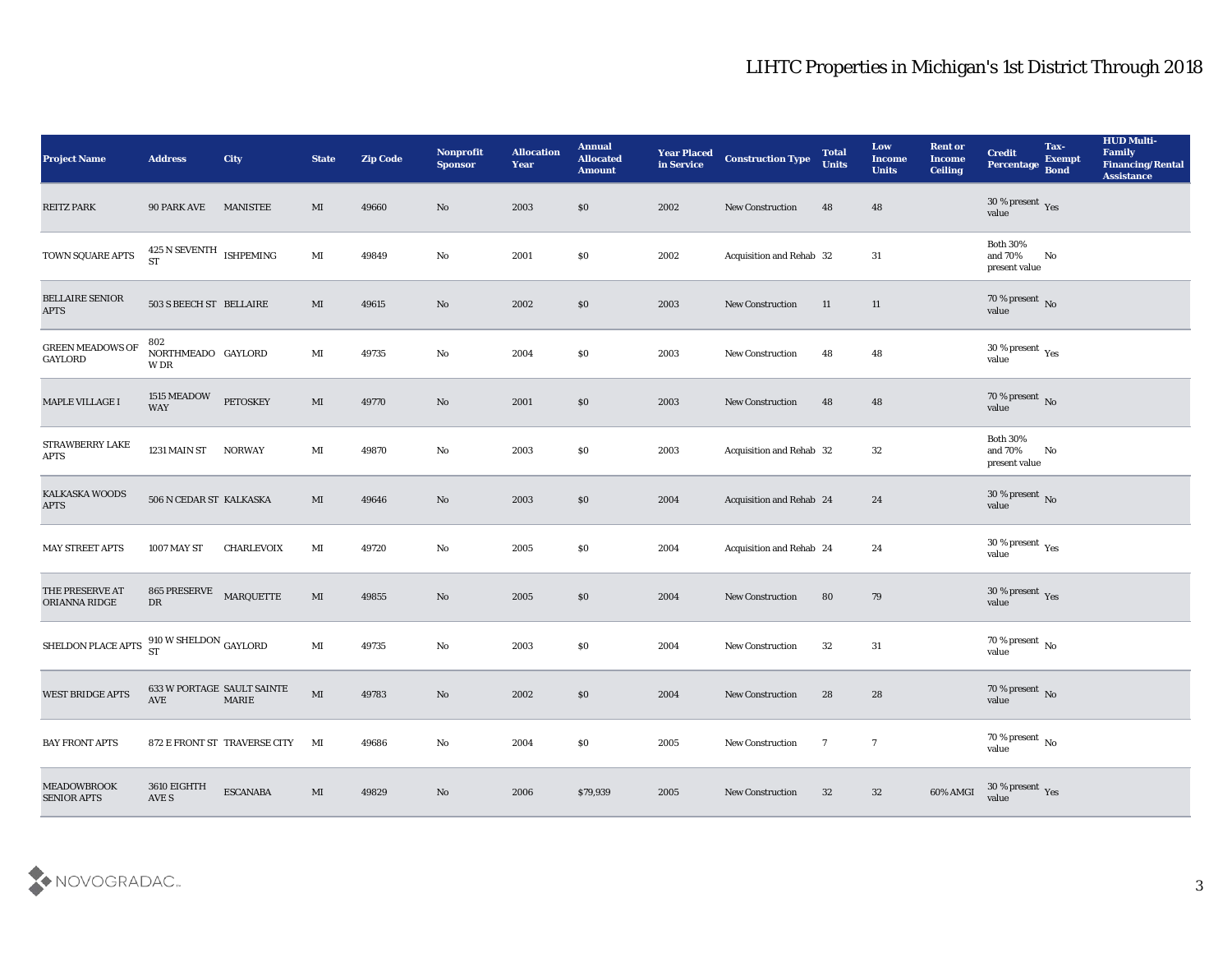# LIHTC Properties in Michigan's 1st District Through 2018

| Project Name | Address | City | State | Zip Code | Nonprofit Sponsor | Allocation Year | Annual Allocated Amount | Year Placed in Service | Construction Type | Total Units | Low Income Units | Rent or Income Ceiling | Credit Percentage | Tax-Exempt Bond | HUD Multi-Family Financing/Rental Assistance |
|---|---|---|---|---|---|---|---|---|---|---|---|---|---|---|---|
| REITZ PARK | 90 PARK AVE | MANISTEE | MI | 49660 | No | 2003 | $0 | 2002 | New Construction | 48 | 48 | | 30 % present value | Yes | |
| TOWN SQUARE APTS | 425 N SEVENTH ST | ISHPEMING | MI | 49849 | No | 2001 | $0 | 2002 | Acquisition and Rehab | 32 | 31 | | Both 30% and 70% present value | No | |
| BELLAIRE SENIOR APTS | 503 S BEECH ST | BELLAIRE | MI | 49615 | No | 2002 | $0 | 2003 | New Construction | 11 | 11 | | 70 % present value | No | |
| GREEN MEADOWS OF GAYLORD | 802 NORTHMEADOW DR | GAYLORD | MI | 49735 | No | 2004 | $0 | 2003 | New Construction | 48 | 48 | | 30 % present value | Yes | |
| MAPLE VILLAGE I | 1515 MEADOW WAY | PETOSKEY | MI | 49770 | No | 2001 | $0 | 2003 | New Construction | 48 | 48 | | 70 % present value | No | |
| STRAWBERRY LAKE APTS | 1231 MAIN ST | NORWAY | MI | 49870 | No | 2003 | $0 | 2003 | Acquisition and Rehab | 32 | 32 | | Both 30% and 70% present value | No | |
| KALKASKA WOODS APTS | 506 N CEDAR ST | KALKASKA | MI | 49646 | No | 2003 | $0 | 2004 | Acquisition and Rehab | 24 | 24 | | 30 % present value | No | |
| MAY STREET APTS | 1007 MAY ST | CHARLEVOIX | MI | 49720 | No | 2005 | $0 | 2004 | Acquisition and Rehab | 24 | 24 | | 30 % present value | Yes | |
| THE PRESERVE AT ORIANNA RIDGE | 865 PRESERVE DR | MARQUETTE | MI | 49855 | No | 2005 | $0 | 2004 | New Construction | 80 | 79 | | 30 % present value | Yes | |
| SHELDON PLACE APTS | 910 W SHELDON ST | GAYLORD | MI | 49735 | No | 2003 | $0 | 2004 | New Construction | 32 | 31 | | 70 % present value | No | |
| WEST BRIDGE APTS | 633 W PORTAGE AVE | SAULT SAINTE MARIE | MI | 49783 | No | 2002 | $0 | 2004 | New Construction | 28 | 28 | | 70 % present value | No | |
| BAY FRONT APTS | 872 E FRONT ST | TRAVERSE CITY | MI | 49686 | No | 2004 | $0 | 2005 | New Construction | 7 | 7 | | 70 % present value | No | |
| MEADOWBROOK SENIOR APTS | 3610 EIGHTH AVE S | ESCANABA | MI | 49829 | No | 2006 | $79,939 | 2005 | New Construction | 32 | 32 | 60% AMGI | 30 % present value | Yes | |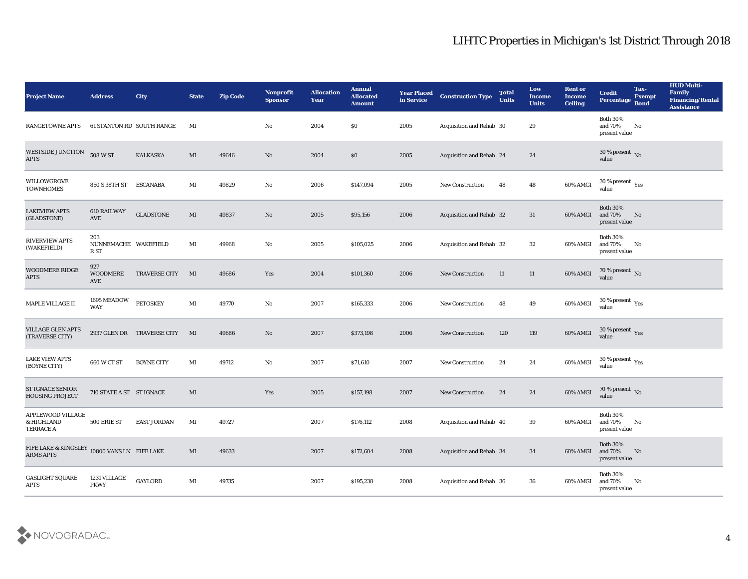# LIHTC Properties in Michigan's 1st District Through 2018

| Project Name | Address | City | State | Zip Code | Nonprofit Sponsor | Allocation Year | Annual Allocated Amount | Year Placed in Service | Construction Type | Total Units | Low Income Units | Rent or Income Ceiling | Credit Percentage | Tax-Exempt Bond | HUD Multi-Family Financing/Rental Assistance |
|---|---|---|---|---|---|---|---|---|---|---|---|---|---|---|---|
| RANGETOWNE APTS | 61 STANTON RD | SOUTH RANGE | MI | | No | 2004 | $0 | 2005 | Acquisition and Rehab | 30 | 29 | | Both 30% and 70% present value | No | |
| WESTSIDE JUNCTION APTS | 508 W ST | KALKASKA | MI | 49646 | No | 2004 | $0 | 2005 | Acquisition and Rehab | 24 | 24 | | 30 % present value | No | |
| WILLOWGROVE TOWNHOMES | 850 S 38TH ST | ESCANABA | MI | 49829 | No | 2006 | $147,094 | 2005 | New Construction | 48 | 48 | 60% AMGI | 30 % present value | Yes | |
| LAKEVIEW APTS (GLADSTONE) | 610 RAILWAY AVE | GLADSTONE | MI | 49837 | No | 2005 | $95,156 | 2006 | Acquisition and Rehab | 32 | 31 | 60% AMGI | Both 30% and 70% present value | No | |
| RIVERVIEW APTS (WAKEFIELD) | 203 NUNNEMACHER ST | WAKEFIELD | MI | 49968 | No | 2005 | $105,025 | 2006 | Acquisition and Rehab | 32 | 32 | 60% AMGI | Both 30% and 70% present value | No | |
| WOODMERE RIDGE APTS | 927 WOODMERE AVE | TRAVERSE CITY | MI | 49686 | Yes | 2004 | $101,360 | 2006 | New Construction | 11 | 11 | 60% AMGI | 70 % present value | No | |
| MAPLE VILLAGE II | 1695 MEADOW WAY | PETOSKEY | MI | 49770 | No | 2007 | $165,333 | 2006 | New Construction | 48 | 49 | 60% AMGI | 30 % present value | Yes | |
| VILLAGE GLEN APTS (TRAVERSE CITY) | 2937 GLEN DR | TRAVERSE CITY | MI | 49686 | No | 2007 | $373,198 | 2006 | New Construction | 120 | 119 | 60% AMGI | 30 % present value | Yes | |
| LAKE VIEW APTS (BOYNE CITY) | 660 W CT ST | BOYNE CITY | MI | 49712 | No | 2007 | $71,610 | 2007 | New Construction | 24 | 24 | 60% AMGI | 30 % present value | Yes | |
| ST IGNACE SENIOR HOUSING PROJECT | 710 STATE A ST | ST IGNACE | MI | | Yes | 2005 | $157,198 | 2007 | New Construction | 24 | 24 | 60% AMGI | 70 % present value | No | |
| APPLEWOOD VILLAGE & HIGHLAND TERRACE A | 500 ERIE ST | EAST JORDAN | MI | 49727 | | 2007 | $176,112 | 2008 | Acquisition and Rehab | 40 | 39 | 60% AMGI | Both 30% and 70% present value | No | |
| FIFE LAKE & KINGSLEY ARMS APTS | 10800 VANS LN | FIFE LAKE | MI | 49633 | | 2007 | $172,604 | 2008 | Acquisition and Rehab | 34 | 34 | 60% AMGI | Both 30% and 70% present value | No | |
| GASLIGHT SQUARE APTS | 1231 VILLAGE PKWY | GAYLORD | MI | 49735 | | 2007 | $195,238 | 2008 | Acquisition and Rehab | 36 | 36 | 60% AMGI | Both 30% and 70% present value | No | |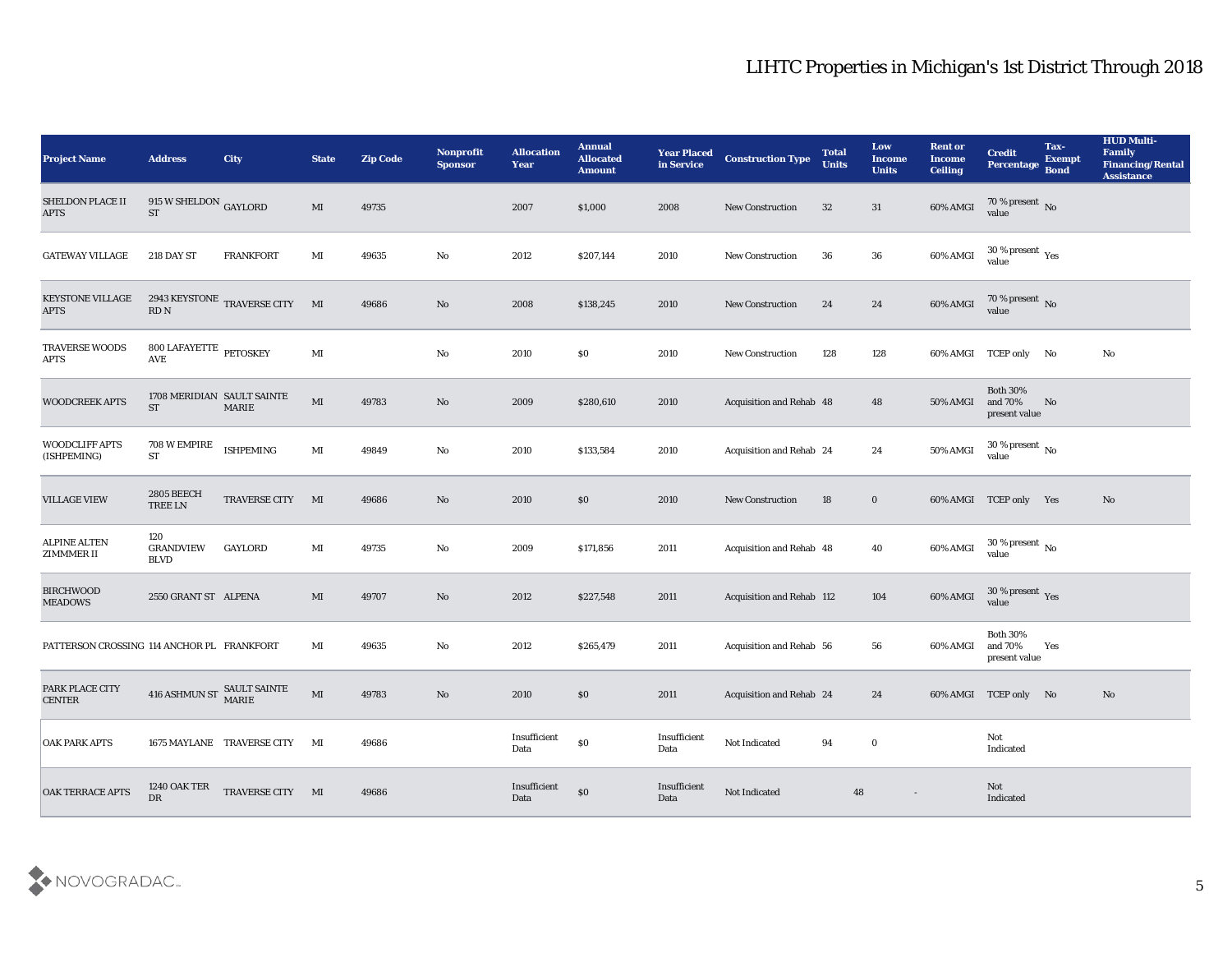# LIHTC Properties in Michigan's 1st District Through 2018

| Project Name | Address | City | State | Zip Code | Nonprofit Sponsor | Allocation Year | Annual Allocated Amount | Year Placed in Service | Construction Type | Total Units | Low Income Units | Rent or Income Ceiling | Credit Percentage | Tax-Exempt Bond | HUD Multi-Family Financing/Rental Assistance |
|---|---|---|---|---|---|---|---|---|---|---|---|---|---|---|---|
| SHELDON PLACE II APTS | 915 W SHELDON ST | GAYLORD | MI | 49735 | | 2007 | $1,000 | 2008 | New Construction | 32 | 31 | 60% AMGI | 70 % present value | No | |
| GATEWAY VILLAGE | 218 DAY ST | FRANKFORT | MI | 49635 | No | 2012 | $207,144 | 2010 | New Construction | 36 | 36 | 60% AMGI | 30 % present value | Yes | |
| KEYSTONE VILLAGE APTS | 2943 KEYSTONE RD N | TRAVERSE CITY | MI | 49686 | No | 2008 | $138,245 | 2010 | New Construction | 24 | 24 | 60% AMGI | 70 % present value | No | |
| TRAVERSE WOODS APTS | 800 LAFAYETTE AVE | PETOSKEY | MI | | No | 2010 | $0 | 2010 | New Construction | 128 | 128 | 60% AMGI | TCEP only | No | No |
| WOODCREEK APTS | 1708 MERIDIAN ST | SAULT SAINTE MARIE | MI | 49783 | No | 2009 | $280,610 | 2010 | Acquisition and Rehab | 48 | 48 | 50% AMGI | Both 30% and 70% present value | No | |
| WOODCLIFF APTS (ISHPEMING) | 708 W EMPIRE ST | ISHPEMING | MI | 49849 | No | 2010 | $133,584 | 2010 | Acquisition and Rehab | 24 | 24 | 50% AMGI | 30 % present value | No | |
| VILLAGE VIEW | 2805 BEECH TREE LN | TRAVERSE CITY | MI | 49686 | No | 2010 | $0 | 2010 | New Construction | 18 | 0 | 60% AMGI | TCEP only | Yes | No |
| ALPINE ALTEN ZIMMMER II | 120 GRANDVIEW BLVD | GAYLORD | MI | 49735 | No | 2009 | $171,856 | 2011 | Acquisition and Rehab | 48 | 40 | 60% AMGI | 30 % present value | No | |
| BIRCHWOOD MEADOWS | 2550 GRANT ST | ALPENA | MI | 49707 | No | 2012 | $227,548 | 2011 | Acquisition and Rehab | 112 | 104 | 60% AMGI | 30 % present value | Yes | |
| PATTERSON CROSSING | 114 ANCHOR PL | FRANKFORT | MI | 49635 | No | 2012 | $265,479 | 2011 | Acquisition and Rehab | 56 | 56 | 60% AMGI | Both 30% and 70% present value | Yes | |
| PARK PLACE CITY CENTER | 416 ASHMUN ST | SAULT SAINTE MARIE | MI | 49783 | No | 2010 | $0 | 2011 | Acquisition and Rehab | 24 | 24 | 60% AMGI | TCEP only | No | No |
| OAK PARK APTS | 1675 MAYLANE | TRAVERSE CITY | MI | 49686 | | Insufficient Data | $0 | Insufficient Data | Not Indicated | 94 | 0 | | Not Indicated | | |
| OAK TERRACE APTS | 1240 OAK TER DR | TRAVERSE CITY | MI | 49686 | | Insufficient Data | $0 | Insufficient Data | Not Indicated | 48 | - | | Not Indicated | | |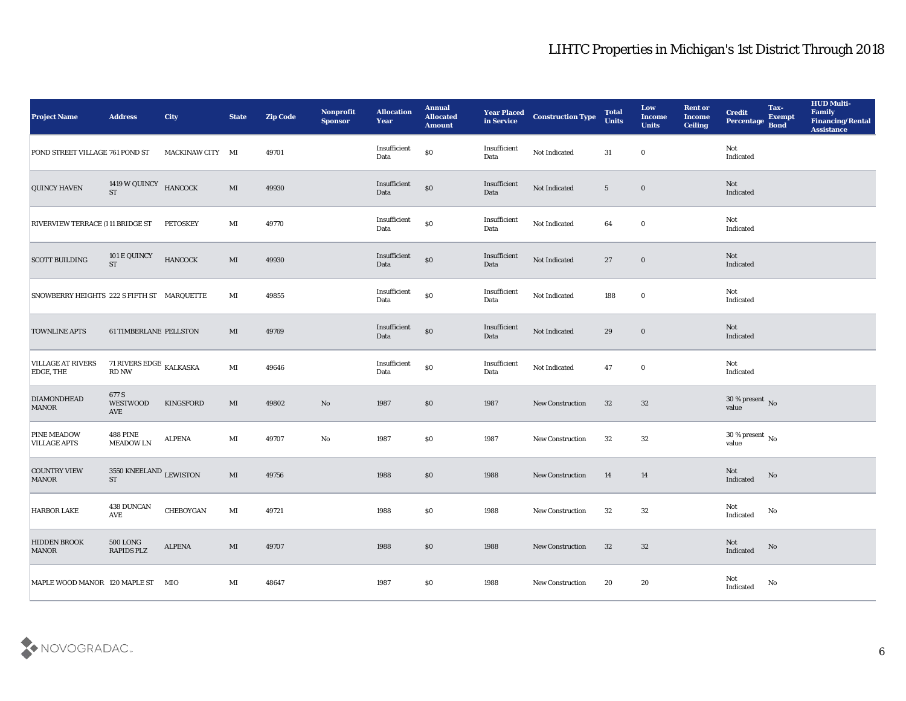# LIHTC Properties in Michigan's 1st District Through 2018

| Project Name | Address | City | State | Zip Code | Nonprofit Sponsor | Allocation Year | Annual Allocated Amount | Year Placed in Service | Construction Type | Total Units | Low Income Units | Rent or Income Ceiling | Credit Percentage | Tax-Exempt Bond | HUD Multi-Family Financing/Rental Assistance |
|---|---|---|---|---|---|---|---|---|---|---|---|---|---|---|---|
| POND STREET VILLAGE | 761 POND ST | MACKINAW CITY | MI | 49701 | | Insufficient Data | $0 | Insufficient Data | Not Indicated | 31 | 0 | | Not Indicated | | |
| QUINCY HAVEN | 1419 W QUINCY ST | HANCOCK | MI | 49930 | | Insufficient Data | $0 | Insufficient Data | Not Indicated | 5 | 0 | | Not Indicated | | |
| RIVERVIEW TERRACE (I | 11 BRIDGE ST | PETOSKEY | MI | 49770 | | Insufficient Data | $0 | Insufficient Data | Not Indicated | 64 | 0 | | Not Indicated | | |
| SCOTT BUILDING | 101 E QUINCY ST | HANCOCK | MI | 49930 | | Insufficient Data | $0 | Insufficient Data | Not Indicated | 27 | 0 | | Not Indicated | | |
| SNOWBERRY HEIGHTS | 222 S FIFTH ST | MARQUETTE | MI | 49855 | | Insufficient Data | $0 | Insufficient Data | Not Indicated | 188 | 0 | | Not Indicated | | |
| TOWNLINE APTS | 61 TIMBERLANE | PELLSTON | MI | 49769 | | Insufficient Data | $0 | Insufficient Data | Not Indicated | 29 | 0 | | Not Indicated | | |
| VILLAGE AT RIVERS EDGE, THE | 71 RIVERS EDGE RD NW | KALKASKA | MI | 49646 | | Insufficient Data | $0 | Insufficient Data | Not Indicated | 47 | 0 | | Not Indicated | | |
| DIAMONDHEAD MANOR | 677 S WESTWOOD AVE | KINGSFORD | MI | 49802 | No | 1987 | $0 | 1987 | New Construction | 32 | 32 | | 30 % present value | No | |
| PINE MEADOW VILLAGE APTS | 488 PINE MEADOW LN | ALPENA | MI | 49707 | No | 1987 | $0 | 1987 | New Construction | 32 | 32 | | 30 % present value | No | |
| COUNTRY VIEW MANOR | 3550 KNEELAND ST | LEWISTON | MI | 49756 | | 1988 | $0 | 1988 | New Construction | 14 | 14 | | Not Indicated | No | |
| HARBOR LAKE | 438 DUNCAN AVE | CHEBOYGAN | MI | 49721 | | 1988 | $0 | 1988 | New Construction | 32 | 32 | | Not Indicated | No | |
| HIDDEN BROOK MANOR | 500 LONG RAPIDS PLZ | ALPENA | MI | 49707 | | 1988 | $0 | 1988 | New Construction | 32 | 32 | | Not Indicated | No | |
| MAPLE WOOD MANOR | 120 MAPLE ST | MIO | MI | 48647 | | 1987 | $0 | 1988 | New Construction | 20 | 20 | | Not Indicated | No | |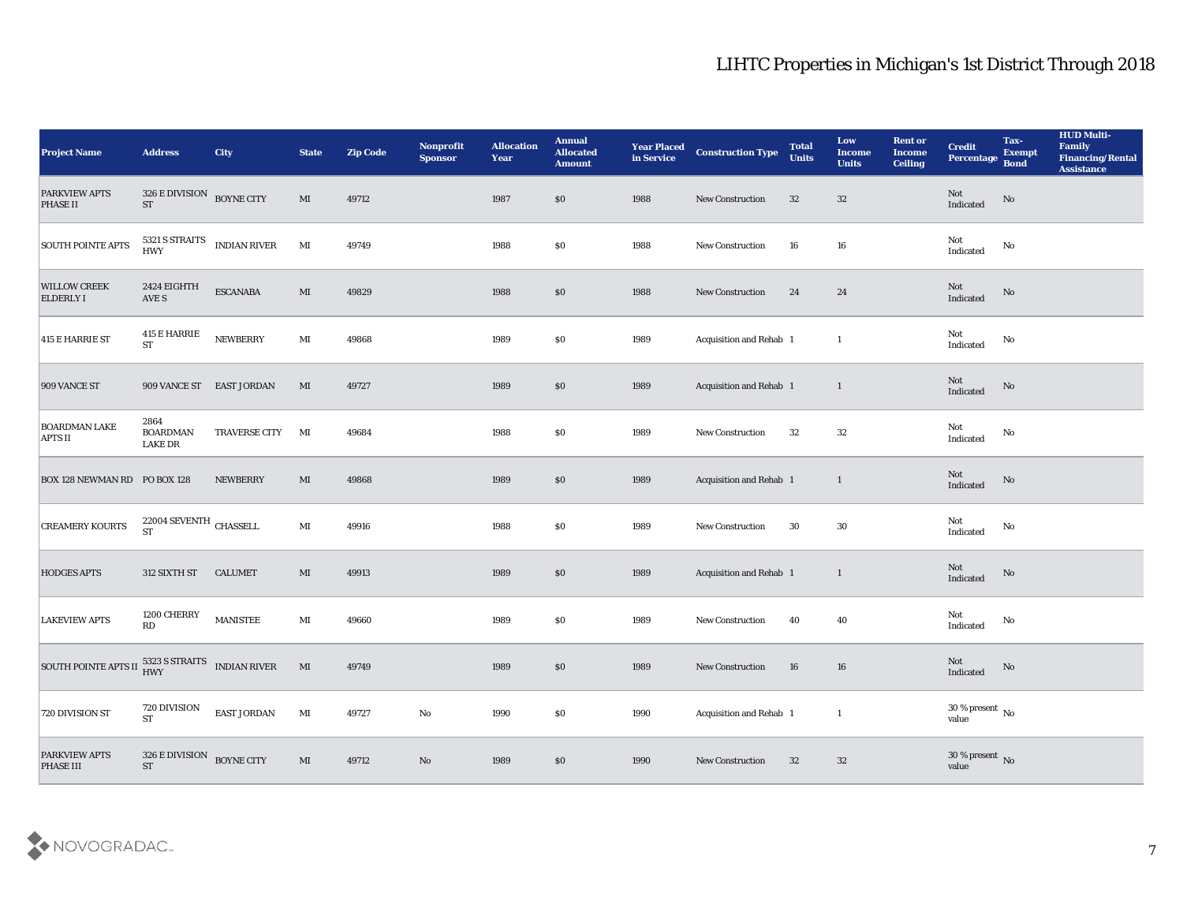# LIHTC Properties in Michigan's 1st District Through 2018

| Project Name | Address | City | State | Zip Code | Nonprofit Sponsor | Allocation Year | Annual Allocated Amount | Year Placed in Service | Construction Type | Total Units | Low Income Units | Rent or Income Ceiling | Credit Percentage | Tax-Exempt Bond | HUD Multi-Family Financing/Rental Assistance |
|---|---|---|---|---|---|---|---|---|---|---|---|---|---|---|---|
| PARKVIEW APTS PHASE II | 326 E DIVISION ST | BOYNE CITY | MI | 49712 | | 1987 | $0 | 1988 | New Construction | 32 | 32 | | Not Indicated | No | |
| SOUTH POINTE APTS | 5321 S STRAITS HWY | INDIAN RIVER | MI | 49749 | | 1988 | $0 | 1988 | New Construction | 16 | 16 | | Not Indicated | No | |
| WILLOW CREEK ELDERLY I | 2424 EIGHTH AVE S | ESCANABA | MI | 49829 | | 1988 | $0 | 1988 | New Construction | 24 | 24 | | Not Indicated | No | |
| 415 E HARRIE ST | 415 E HARRIE ST | NEWBERRY | MI | 49868 | | 1989 | $0 | 1989 | Acquisition and Rehab | 1 | 1 | | Not Indicated | No | |
| 909 VANCE ST | 909 VANCE ST | EAST JORDAN | MI | 49727 | | 1989 | $0 | 1989 | Acquisition and Rehab | 1 | 1 | | Not Indicated | No | |
| BOARDMAN LAKE APTS II | 2864 BOARDMAN LAKE DR | TRAVERSE CITY | MI | 49684 | | 1988 | $0 | 1989 | New Construction | 32 | 32 | | Not Indicated | No | |
| BOX 128 NEWMAN RD | PO BOX 128 | NEWBERRY | MI | 49868 | | 1989 | $0 | 1989 | Acquisition and Rehab | 1 | 1 | | Not Indicated | No | |
| CREAMERY KOURTS | 22004 SEVENTH ST | CHASSELL | MI | 49916 | | 1988 | $0 | 1989 | New Construction | 30 | 30 | | Not Indicated | No | |
| HODGES APTS | 312 SIXTH ST | CALUMET | MI | 49913 | | 1989 | $0 | 1989 | Acquisition and Rehab | 1 | 1 | | Not Indicated | No | |
| LAKEVIEW APTS | 1200 CHERRY RD | MANISTEE | MI | 49660 | | 1989 | $0 | 1989 | New Construction | 40 | 40 | | Not Indicated | No | |
| SOUTH POINTE APTS II | 5323 S STRAITS HWY | INDIAN RIVER | MI | 49749 | | 1989 | $0 | 1989 | New Construction | 16 | 16 | | Not Indicated | No | |
| 720 DIVISION ST | 720 DIVISION ST | EAST JORDAN | MI | 49727 | No | 1990 | $0 | 1990 | Acquisition and Rehab | 1 | 1 | | 30 % present value | No | |
| PARKVIEW APTS PHASE III | 326 E DIVISION ST | BOYNE CITY | MI | 49712 | No | 1989 | $0 | 1990 | New Construction | 32 | 32 | | 30 % present value | No | |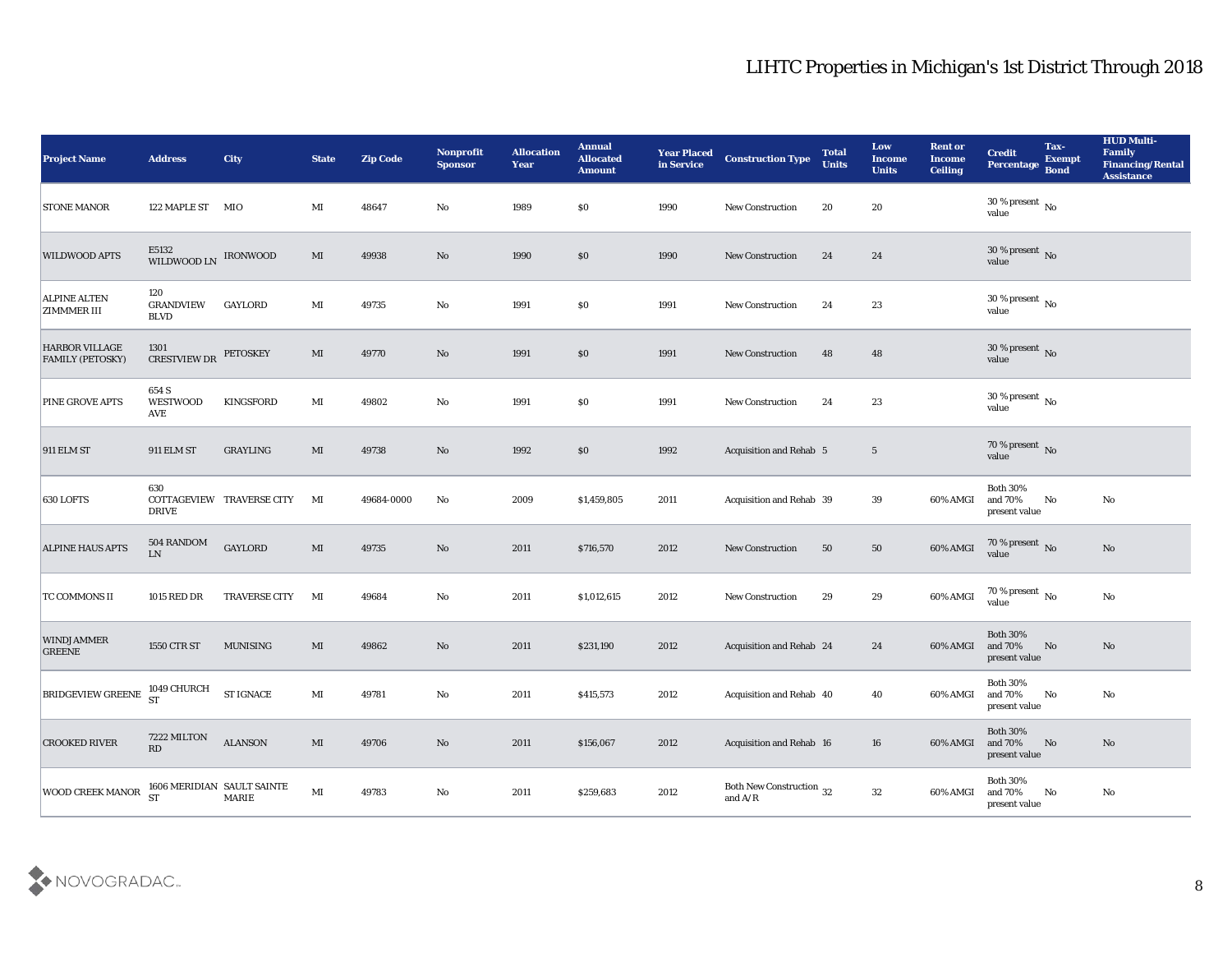# LIHTC Properties in Michigan's 1st District Through 2018

| Project Name | Address | City | State | Zip Code | Nonprofit Sponsor | Allocation Year | Annual Allocated Amount | Year Placed in Service | Construction Type | Total Units | Low Income Units | Rent or Income Ceiling | Credit Percentage | Tax-Exempt Bond | HUD Multi-Family Financing/Rental Assistance |
|---|---|---|---|---|---|---|---|---|---|---|---|---|---|---|---|
| STONE MANOR | 122 MAPLE ST | MIO | MI | 48647 | No | 1989 | $0 | 1990 | New Construction | 20 | 20 | | 30 % present value | No | |
| WILDWOOD APTS | E5132 WILDWOOD LN | IRONWOOD | MI | 49938 | No | 1990 | $0 | 1990 | New Construction | 24 | 24 | | 30 % present value | No | |
| ALPINE ALTEN ZIMMMER III | 120 GRANDVIEW BLVD | GAYLORD | MI | 49735 | No | 1991 | $0 | 1991 | New Construction | 24 | 23 | | 30 % present value | No | |
| HARBOR VILLAGE FAMILY (PETOSKY) | 1301 CRESTVIEW DR | PETOSKEY | MI | 49770 | No | 1991 | $0 | 1991 | New Construction | 48 | 48 | | 30 % present value | No | |
| PINE GROVE APTS | 654 S WESTWOOD AVE | KINGSFORD | MI | 49802 | No | 1991 | $0 | 1991 | New Construction | 24 | 23 | | 30 % present value | No | |
| 911 ELM ST | 911 ELM ST | GRAYLING | MI | 49738 | No | 1992 | $0 | 1992 | Acquisition and Rehab | 5 | 5 | | 70 % present value | No | |
| 630 LOFTS | 630 COTTAGEVIEW DRIVE | TRAVERSE CITY | MI | 49684-0000 | No | 2009 | $1,459,805 | 2011 | Acquisition and Rehab | 39 | 39 | 60% AMGI | Both 30% and 70% present value | No | No |
| ALPINE HAUS APTS | 504 RANDOM LN | GAYLORD | MI | 49735 | No | 2011 | $716,570 | 2012 | New Construction | 50 | 50 | 60% AMGI | 70 % present value | No | No |
| TC COMMONS II | 1015 RED DR | TRAVERSE CITY | MI | 49684 | No | 2011 | $1,012,615 | 2012 | New Construction | 29 | 29 | 60% AMGI | 70 % present value | No | No |
| WINDJAMMER GREENE | 1550 CTR ST | MUNISING | MI | 49862 | No | 2011 | $231,190 | 2012 | Acquisition and Rehab | 24 | 24 | 60% AMGI | Both 30% and 70% present value | No | No |
| BRIDGEVIEW GREENE | 1049 CHURCH ST | ST IGNACE | MI | 49781 | No | 2011 | $415,573 | 2012 | Acquisition and Rehab | 40 | 40 | 60% AMGI | Both 30% and 70% present value | No | No |
| CROOKED RIVER | 7222 MILTON RD | ALANSON | MI | 49706 | No | 2011 | $156,067 | 2012 | Acquisition and Rehab | 16 | 16 | 60% AMGI | Both 30% and 70% present value | No | No |
| WOOD CREEK MANOR | 1606 MERIDIAN ST | SAULT SAINTE MARIE | MI | 49783 | No | 2011 | $259,683 | 2012 | Both New Construction and A/R | 32 | 32 | 60% AMGI | Both 30% and 70% present value | No | No |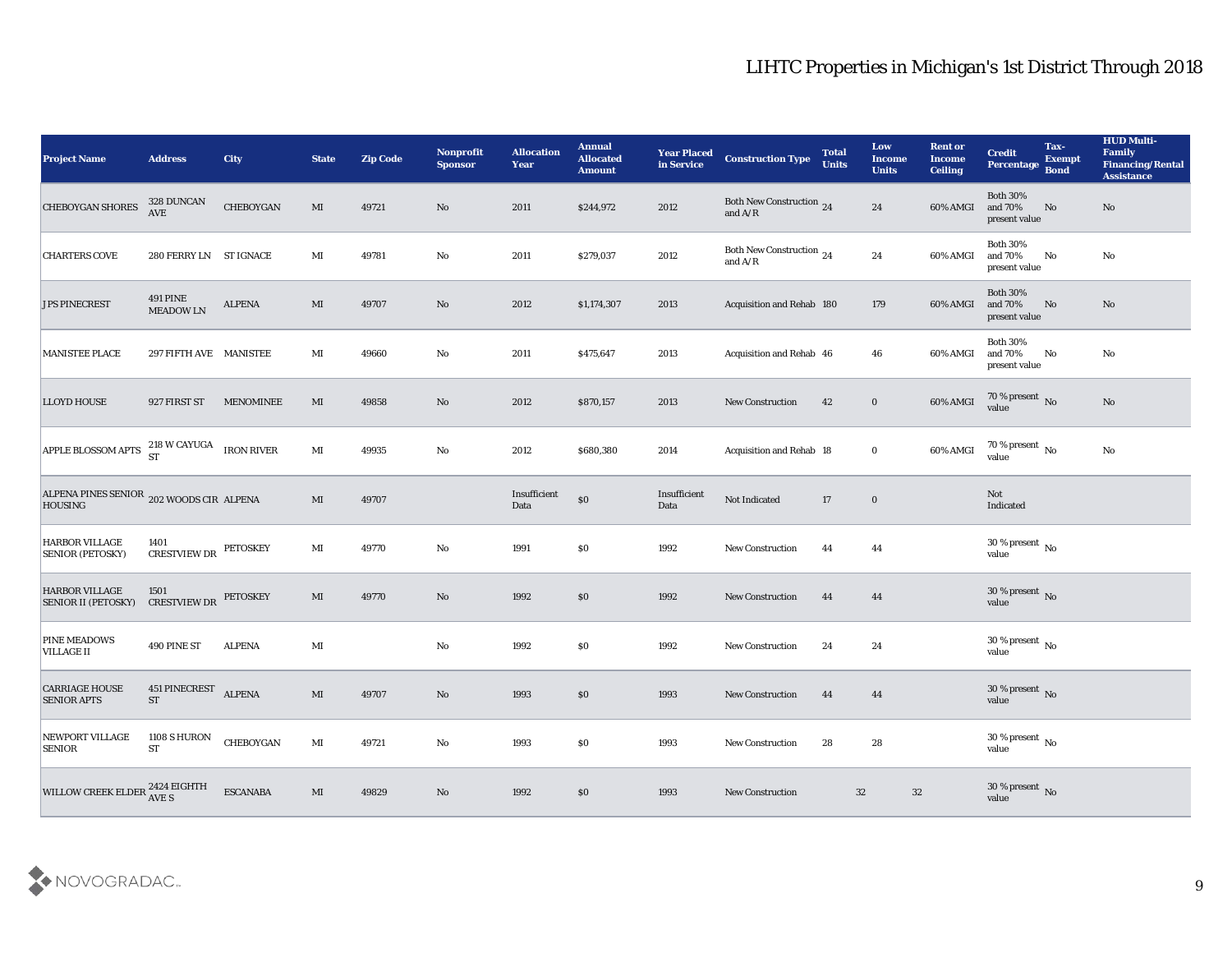# LIHTC Properties in Michigan's 1st District Through 2018

| Project Name | Address | City | State | Zip Code | Nonprofit Sponsor | Allocation Year | Annual Allocated Amount | Year Placed in Service | Construction Type | Total Units | Low Income Units | Rent or Income Ceiling | Credit Percentage | Tax-Exempt Bond | HUD Multi-Family Financing/Rental Assistance |
|---|---|---|---|---|---|---|---|---|---|---|---|---|---|---|---|
| CHEBOYGAN SHORES | 328 DUNCAN AVE | CHEBOYGAN | MI | 49721 | No | 2011 | $244,972 | 2012 | Both New Construction and A/R | 24 | 24 | 60% AMGI | Both 30% and 70% present value | No | No |
| CHARTERS COVE | 280 FERRY LN | ST IGNACE | MI | 49781 | No | 2011 | $279,037 | 2012 | Both New Construction and A/R | 24 | 24 | 60% AMGI | Both 30% and 70% present value | No | No |
| J PS PINECREST | 491 PINE MEADOW LN | ALPENA | MI | 49707 | No | 2012 | $1,174,307 | 2013 | Acquisition and Rehab | 180 | 179 | 60% AMGI | Both 30% and 70% present value | No | No |
| MANISTEE PLACE | 297 FIFTH AVE | MANISTEE | MI | 49660 | No | 2011 | $475,647 | 2013 | Acquisition and Rehab | 46 | 46 | 60% AMGI | Both 30% and 70% present value | No | No |
| LLOYD HOUSE | 927 FIRST ST | MENOMINEE | MI | 49858 | No | 2012 | $870,157 | 2013 | New Construction | 42 | 0 | 60% AMGI | 70 % present value | No | No |
| APPLE BLOSSOM APTS | 218 W CAYUGA ST | IRON RIVER | MI | 49935 | No | 2012 | $680,380 | 2014 | Acquisition and Rehab | 18 | 0 | 60% AMGI | 70 % present value | No | No |
| ALPENA PINES SENIOR HOUSING | 202 WOODS CIR | ALPENA | MI | 49707 | | Insufficient Data | $0 | Insufficient Data | Not Indicated | 17 | 0 | | Not Indicated | | |
| HARBOR VILLAGE SENIOR (PETOSKY) | 1401 CRESTVIEW DR | PETOSKEY | MI | 49770 | No | 1991 | $0 | 1992 | New Construction | 44 | 44 | | 30 % present value | No | |
| HARBOR VILLAGE SENIOR II (PETOSKY) | 1501 CRESTVIEW DR | PETOSKEY | MI | 49770 | No | 1992 | $0 | 1992 | New Construction | 44 | 44 | | 30 % present value | No | |
| PINE MEADOWS VILLAGE II | 490 PINE ST | ALPENA | MI | | No | 1992 | $0 | 1992 | New Construction | 24 | 24 | | 30 % present value | No | |
| CARRIAGE HOUSE SENIOR APTS | 451 PINECREST ST | ALPENA | MI | 49707 | No | 1993 | $0 | 1993 | New Construction | 44 | 44 | | 30 % present value | No | |
| NEWPORT VILLAGE SENIOR | 1108 S HURON ST | CHEBOYGAN | MI | 49721 | No | 1993 | $0 | 1993 | New Construction | 28 | 28 | | 30 % present value | No | |
| WILLOW CREEK ELDER | 2424 EIGHTH AVE S | ESCANABA | MI | 49829 | No | 1992 | $0 | 1993 | New Construction | 32 | 32 | | 30 % present value | No | |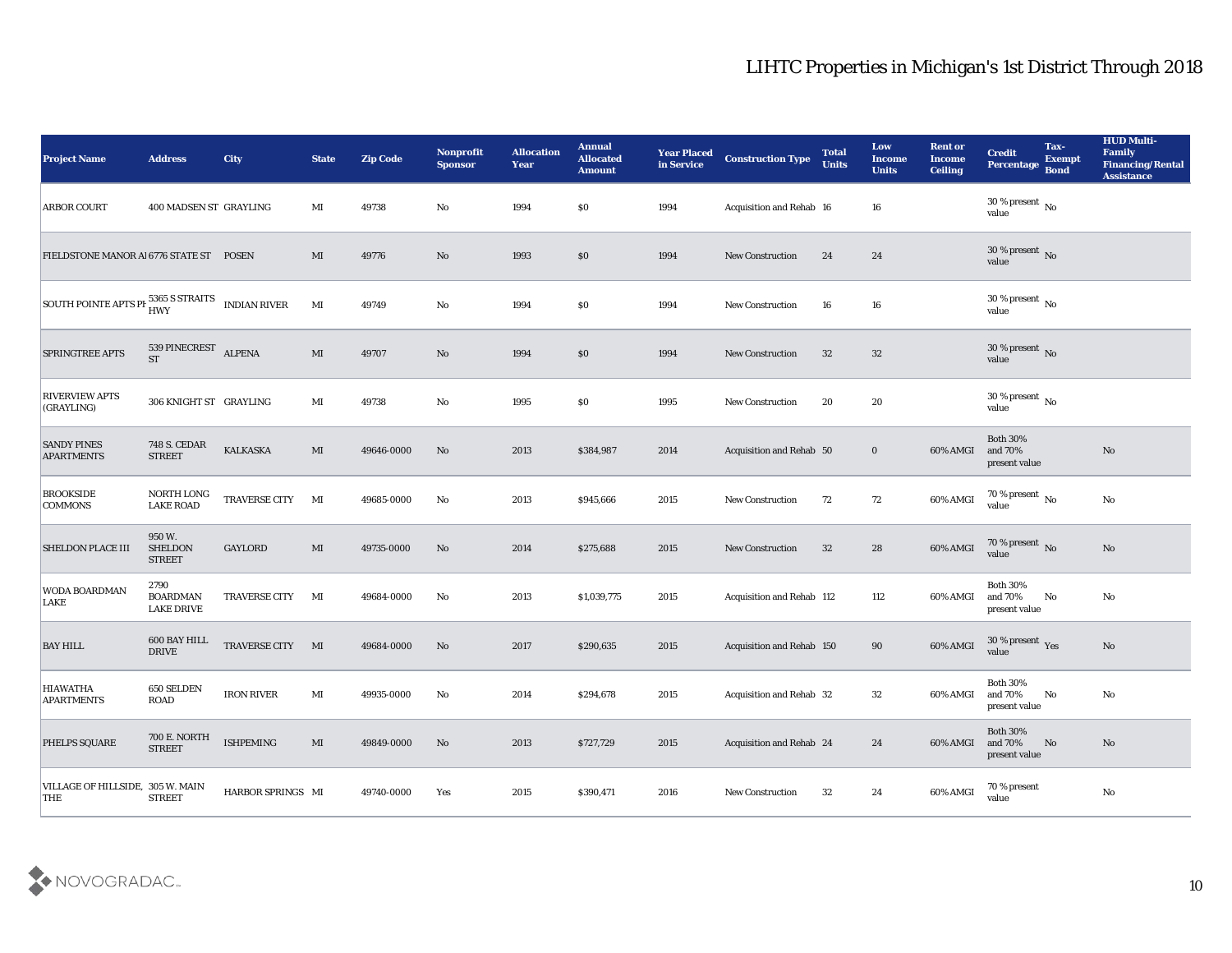# LIHTC Properties in Michigan's 1st District Through 2018

| Project Name | Address | City | State | Zip Code | Nonprofit Sponsor | Allocation Year | Annual Allocated Amount | Year Placed in Service | Construction Type | Total Units | Low Income Units | Rent or Income Ceiling | Credit Percentage | Tax-Exempt Bond | HUD Multi-Family Financing/Rental Assistance |
|---|---|---|---|---|---|---|---|---|---|---|---|---|---|---|---|
| ARBOR COURT | 400 MADSEN ST | GRAYLING | MI | 49738 | No | 1994 | $0 | 1994 | Acquisition and Rehab | 16 | 16 | | 30 % present value | No | |
| FIELDSTONE MANOR AI | 6776 STATE ST | POSEN | MI | 49776 | No | 1993 | $0 | 1994 | New Construction | 24 | 24 | | 30 % present value | No | |
| SOUTH POINTE APTS PH | 5365 S STRAITS HWY | INDIAN RIVER | MI | 49749 | No | 1994 | $0 | 1994 | New Construction | 16 | 16 | | 30 % present value | No | |
| SPRINGTREE APTS | 539 PINECREST ST | ALPENA | MI | 49707 | No | 1994 | $0 | 1994 | New Construction | 32 | 32 | | 30 % present value | No | |
| RIVERVIEW APTS (GRAYLING) | 306 KNIGHT ST | GRAYLING | MI | 49738 | No | 1995 | $0 | 1995 | New Construction | 20 | 20 | | 30 % present value | No | |
| SANDY PINES APARTMENTS | 748 S. CEDAR STREET | KALKASKA | MI | 49646-0000 | No | 2013 | $384,987 | 2014 | Acquisition and Rehab | 50 | 0 | 60% AMGI | Both 30% and 70% present value | | No |
| BROOKSIDE COMMONS | NORTH LONG LAKE ROAD | TRAVERSE CITY | MI | 49685-0000 | No | 2013 | $945,666 | 2015 | New Construction | 72 | 72 | 60% AMGI | 70 % present value | No | No |
| SHELDON PLACE III | 950 W. SHELDON STREET | GAYLORD | MI | 49735-0000 | No | 2014 | $275,688 | 2015 | New Construction | 32 | 28 | 60% AMGI | 70 % present value | No | No |
| WODA BOARDMAN LAKE | 2790 BOARDMAN LAKE DRIVE | TRAVERSE CITY | MI | 49684-0000 | No | 2013 | $1,039,775 | 2015 | Acquisition and Rehab | 112 | 112 | 60% AMGI | Both 30% and 70% present value | No | No |
| BAY HILL | 600 BAY HILL DRIVE | TRAVERSE CITY | MI | 49684-0000 | No | 2017 | $290,635 | 2015 | Acquisition and Rehab | 150 | 90 | 60% AMGI | 30 % present value | Yes | No |
| HIAWATHA APARTMENTS | 650 SELDEN ROAD | IRON RIVER | MI | 49935-0000 | No | 2014 | $294,678 | 2015 | Acquisition and Rehab | 32 | 32 | 60% AMGI | Both 30% and 70% present value | No | No |
| PHELPS SQUARE | 700 E. NORTH STREET | ISHPEMING | MI | 49849-0000 | No | 2013 | $727,729 | 2015 | Acquisition and Rehab | 24 | 24 | 60% AMGI | Both 30% and 70% present value | No | No |
| VILLAGE OF HILLSIDE, THE | 305 W. MAIN STREET | HARBOR SPRINGS | MI | 49740-0000 | Yes | 2015 | $390,471 | 2016 | New Construction | 32 | 24 | 60% AMGI | 70 % present value | | No |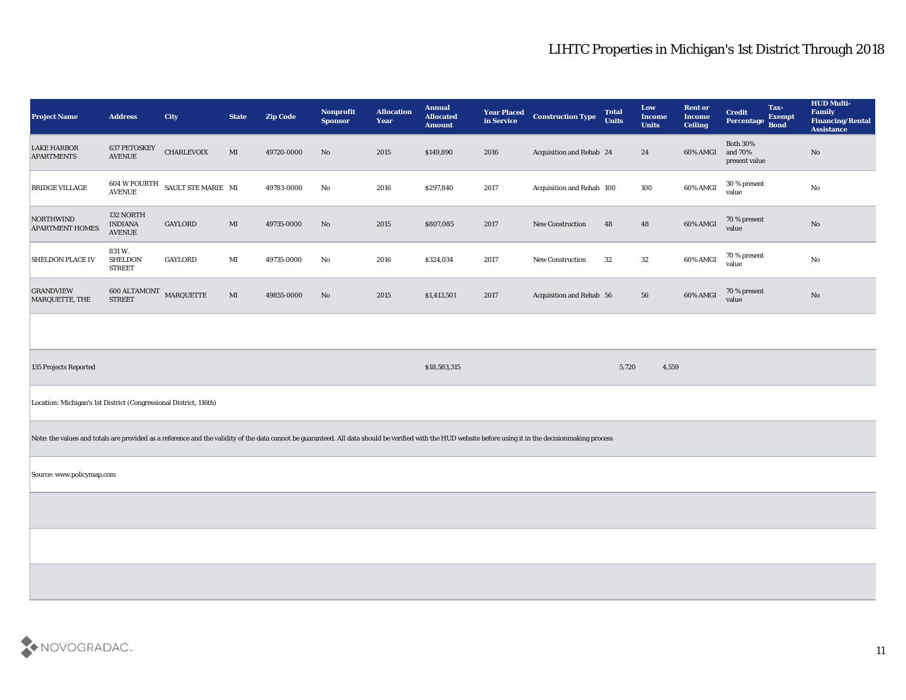# LIHTC Properties in Michigan's 1st District Through 2018

| Project Name | Address | City | State | Zip Code | Nonprofit Sponsor | Allocation Year | Annual Allocated Amount | Year Placed in Service | Construction Type | Total Units | Low Income Units | Rent or Income Ceiling | Credit Percentage | Tax-Exempt Bond | HUD Multi-Family Financing/Rental Assistance |
|---|---|---|---|---|---|---|---|---|---|---|---|---|---|---|---|
| LAKE HARBOR APARTMENTS | 637 PETOSKEY AVENUE | CHARLEVOIX | MI | 49720-0000 | No | 2015 | $149,890 | 2016 | Acquisition and Rehab | 24 | 24 | 60% AMGI | Both 30% and 70% present value | | No |
| BRIDGE VILLAGE | 604 W FOURTH AVENUE | SAULT STE MARIE | MI | 49783-0000 | No | 2016 | $297,840 | 2017 | Acquisition and Rehab | 100 | 100 | 60% AMGI | 30 % present value | | No |
| NORTHWIND APARTMENT HOMES | 132 NORTH INDIANA AVENUE | GAYLORD | MI | 49735-0000 | No | 2015 | $807,085 | 2017 | New Construction | 48 | 48 | 60% AMGI | 70 % present value | | No |
| SHELDON PLACE IV | 831 W. SHELDON STREET | GAYLORD | MI | 49735-0000 | No | 2016 | $324,034 | 2017 | New Construction | 32 | 32 | 60% AMGI | 70 % present value | | No |
| GRANDVIEW MARQUETTE, THE | 600 ALTAMONT STREET | MARQUETTE | MI | 49855-0000 | No | 2015 | $1,413,501 | 2017 | Acquisition and Rehab | 56 | 56 | 60% AMGI | 70 % present value | | No |
| 135 Projects Reported | | | | | | | $18,583,315 | | | 5,720 | 4,559 | | | | |

Location: Michigan's 1st District (Congressional District, 116th)

Note: the values and totals are provided as a reference and the validity of the data cannot be guaranteed. All data should be verified with the HUD website before using it in the decisionmaking process

Source: www.policymap.com